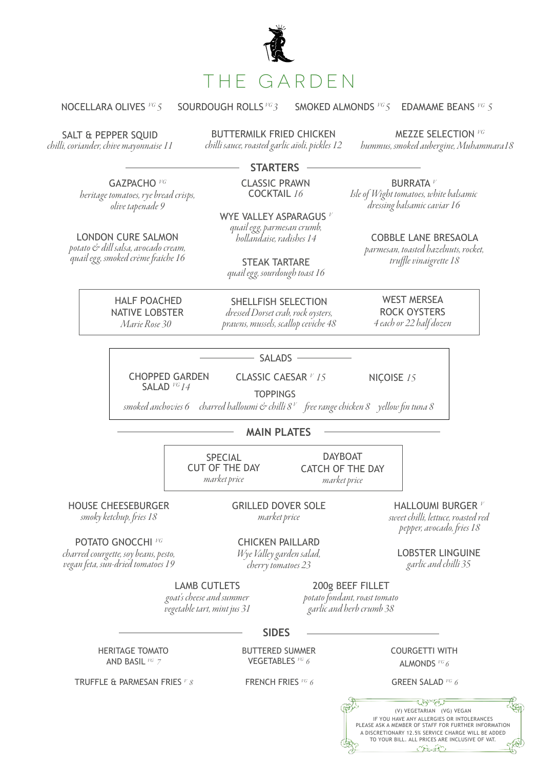# THE GARDEN

NOCELLARA OLIVES *VG 5* SOURDOUGH ROLLS *VG 3* SMOKED ALMONDS *VG 5* EDAMAME BEANS *VG 5*

SALT & PEPPER SQUID
*chilli, coriander, chive mayonnaise 11*

BUTTERMILK FRIED CHICKEN
*chilli sauce, roasted garlic aïoli, pickles 12*

MEZZE SELECTION *VG*
*hummus, smoked aubergine, Muhammara 18*

## STARTERS

GAZPACHO *VG*
*heritage tomatoes, rye bread crisps, olive tapenade 9*

LONDON CURE SALMON
*potato & dill salsa, avocado cream, quail egg, smoked crème fraîche 16*

CLASSIC PRAWN COCKTAIL *16*

WYE VALLEY ASPARAGUS *V*
*quail egg, parmesan crumb, hollandaise, radishes 14*

STEAK TARTARE
*quail egg, sourdough toast 16*

BURRATA *V*
*Isle of Wight tomatoes, white balsamic dressing balsamic caviar 16*

COBBLE LANE BRESAOLA
*parmesan, toasted hazelnuts, rocket, truffle vinaigrette 18*

HALF POACHED NATIVE LOBSTER
*Marie Rose 30*

SHELLFISH SELECTION
*dressed Dorset crab, rock oysters, prawns, mussels, scallop ceviche 48*

WEST MERSEA ROCK OYSTERS
*4 each or 22 half dozen*

## SALADS

CHOPPED GARDEN SALAD *VG 14*

CLASSIC CAESAR *V 15*

NIÇOISE *15*

TOPPINGS

*smoked anchovies 6* *charred halloumi & chilli 8 V* *free range chicken 8* *yellow fin tuna 8*

## MAIN PLATES

SPECIAL CUT OF THE DAY
*market price*

DAYBOAT CATCH OF THE DAY
*market price*

HOUSE CHEESEBURGER
*smoky ketchup, fries 18*

POTATO GNOCCHI *VG*
*charred courgette, soy beans, pesto, vegan feta, sun-dried tomatoes 19*

GRILLED DOVER SOLE
*market price*

CHICKEN PAILLARD
*Wye Valley garden salad, cherry tomatoes 23*

HALLOUMI BURGER *V*
*sweet chilli, lettuce, roasted red pepper, avocado, fries 18*

LOBSTER LINGUINE
*garlic and chilli 35*

LAMB CUTLETS
*goat's cheese and summer vegetable tart, mint jus 31*

200g BEEF FILLET
*potato fondant, roast tomato garlic and herb crumb 38*

## SIDES

HERITAGE TOMATO AND BASIL *VG 7*

BUTTERED SUMMER VEGETABLES *VG 6*

COURGETTI WITH ALMONDS *VG 6*

TRUFFLE & PARMESAN FRIES *V 8*

FRENCH FRIES *VG 6*

GREEN SALAD *VG 6*

(V) VEGETARIAN (VG) VEGAN
IF YOU HAVE ANY ALLERGIES OR INTOLERANCES PLEASE ASK A MEMBER OF STAFF FOR FURTHER INFORMATION
A DISCRETIONARY 12.5% SERVICE CHARGE WILL BE ADDED TO YOUR BILL. ALL PRICES ARE INCLUSIVE OF VAT.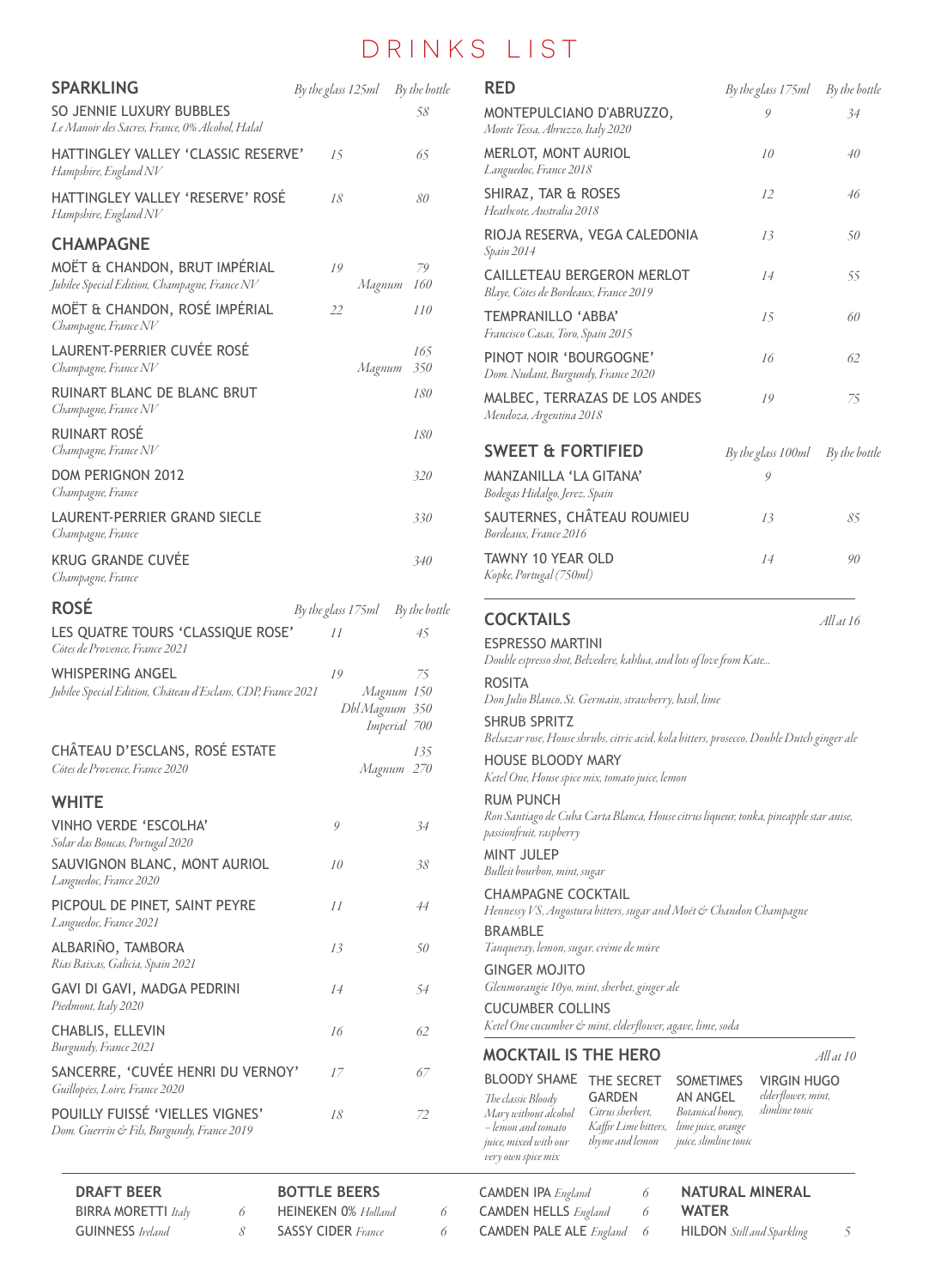# DRINKS LIST

## SPARKLING

| SPARKLING | By the glass 125ml | By the bottle |
| --- | --- | --- |
| SO JENNIE LUXURY BUBBLES<br>*Le Manoir des Sacres, France, 0% Alcohol, Halal* | | 58 |
| HATTINGLEY VALLEY 'CLASSIC RESERVE'<br>*Hampshire, England NV* | 15 | 65 |
| HATTINGLEY VALLEY 'RESERVE' ROSÉ<br>*Hampshire, England NV* | 18 | 80 |

## CHAMPAGNE

| CHAMPAGNE | By the glass 125ml | By the bottle |
| --- | --- | --- |
| MOËT & CHANDON, BRUT IMPÉRIAL<br>*Jubilee Special Edition, Champagne, France NV* | 19 | 79<br>Magnum 160 |
| MOËT & CHANDON, ROSÉ IMPÉRIAL<br>*Champagne, France NV* | 22 | 110 |
| LAURENT-PERRIER CUVÉE ROSÉ<br>*Champagne, France NV* | | 165<br>Magnum 350 |
| RUINART BLANC DE BLANC BRUT<br>*Champagne, France NV* | | 180 |
| RUINART ROSÉ<br>*Champagne, France NV* | | 180 |
| DOM PERIGNON 2012<br>*Champagne, France* | | 320 |
| LAURENT-PERRIER GRAND SIECLE<br>*Champagne, France* | | 330 |
| KRUG GRANDE CUVÉE<br>*Champagne, France* | | 340 |

## ROSÉ

| ROSÉ | By the glass 175ml | By the bottle |
| --- | --- | --- |
| LES QUATRE TOURS 'CLASSIQUE ROSE'<br>*Côtes de Provence, France 2021* | 11 | 45 |
| WHISPERING ANGEL<br>*Jubilee Special Edition, Château d'Esclans, CDP, France 2021* | 19 | 75<br>Magnum 150<br>Dbl Magnum 350<br>Imperial 700 |
| CHÂTEAU D'ESCLANS, ROSÉ ESTATE<br>*Côtes de Provence, France 2020* | | 135<br>Magnum 270 |

## WHITE

| WHITE | By the glass 175ml | By the bottle |
| --- | --- | --- |
| VINHO VERDE 'ESCOLHA'<br>*Solar das Boucas, Portugal 2020* | 9 | 34 |
| SAUVIGNON BLANC, MONT AURIOL<br>*Languedoc, France 2020* | 10 | 38 |
| PICPOUL DE PINET, SAINT PEYRE<br>*Languedoc, France 2021* | 11 | 44 |
| ALBARIÑO, TAMBORA<br>*Rias Baixas, Galicia, Spain 2021* | 13 | 50 |
| GAVI DI GAVI, MADGA PEDRINI<br>*Piedmont, Italy 2020* | 14 | 54 |
| CHABLIS, ELLEVIN<br>*Burgundy, France 2021* | 16 | 62 |
| SANCERRE, 'CUVÉE HENRI DU VERNOY'<br>*Guillopées, Loire, France 2020* | 17 | 67 |
| POUILLY FUISSÉ 'VIELLES VIGNES'<br>*Dom. Guerrin & Fils, Burgundy, France 2019* | 18 | 72 |

## RED

| RED | By the glass 175ml | By the bottle |
| --- | --- | --- |
| MONTEPULCIANO D'ABRUZZO,<br>*Monte Tessa, Abruzzo, Italy 2020* | 9 | 34 |
| MERLOT, MONT AURIOL<br>*Languedoc, France 2018* | 10 | 40 |
| SHIRAZ, TAR & ROSES<br>*Heathcote, Australia 2018* | 12 | 46 |
| RIOJA RESERVA, VEGA CALEDONIA<br>*Spain 2014* | 13 | 50 |
| CAILLETEAU BERGERON MERLOT<br>*Blaye, Côtes de Bordeaux, France 2019* | 14 | 55 |
| TEMPRANILLO 'ABBA'<br>*Francisco Casas, Toro, Spain 2015* | 15 | 60 |
| PINOT NOIR 'BOURGOGNE'<br>*Dom. Nudant, Burgundy, France 2020* | 16 | 62 |
| MALBEC, TERRAZAS DE LOS ANDES<br>*Mendoza, Argentina 2018* | 19 | 75 |

## SWEET & FORTIFIED

| SWEET & FORTIFIED | By the glass 100ml | By the bottle |
| --- | --- | --- |
| MANZANILLA 'LA GITANA'<br>*Bodegas Hidalgo, Jerez, Spain* | 9 | |
| SAUTERNES, CHÂTEAU ROUMIEU<br>*Bordeaux, France 2016* | 13 | 85 |
| TAWNY 10 YEAR OLD<br>*Kopke, Portugal (750ml)* | 14 | 90 |

## COCKTAILS

*All at 16*

**ESPRESSO MARTINI**
*Double espresso shot, Belvedere, kahlua, and lots of love from Kate...*

**ROSITA**
*Don Julio Blanco, St. Germain, strawberry, basil, lime*

**SHRUB SPRITZ**
*Belsazar rose, House shrubs, citric acid, kola bitters, prosecco, Double Dutch ginger ale*

**HOUSE BLOODY MARY**
*Ketel One, House spice mix, tomato juice, lemon*

**RUM PUNCH**
*Ron Santiago de Cuba Carta Blanca, House citrus liqueur, tonka, pineapple star anise, passionfruit, raspberry*

**MINT JULEP**
*Bulleit bourbon, mint, sugar*

**CHAMPAGNE COCKTAIL**
*Hennessy VS, Angostura bitters, sugar and Moët & Chandon Champagne*

**BRAMBLE**
*Tanqueray, lemon, sugar, crème de mûre*

**GINGER MOJITO**
*Glenmorangie 10yo, mint, sherbet, ginger ale*

**CUCUMBER COLLINS**
*Ketel One cucumber & mint, elderflower, agave, lime, soda*

## MOCKTAIL IS THE HERO

*All at 10*

**BLOODY SHAME**
*The classic Bloody Mary without alcohol – lemon and tomato juice, mixed with our very own spice mix*

**THE SECRET GARDEN**
*Citrus sherbert, Kaffir Lime bitters, thyme and lemon*

**SOMETIMES AN ANGEL**
*Botanical honey, lime juice, orange juice, slimline tonic*

**VIRGIN HUGO**
*elderflower, mint, slimline tonic*

## DRAFT BEER

| | |
| --- | --- |
| BIRRA MORETTI *Italy* | 6 |
| GUINNESS *Ireland* | 8 |

## BOTTLE BEERS

| | |
| --- | --- |
| HEINEKEN 0% *Holland* | 6 |
| SASSY CIDER *France* | 6 |
| CAMDEN IPA *England* | 6 |
| CAMDEN HELLS *England* | 6 |
| CAMDEN PALE ALE *England* | 6 |

## NATURAL MINERAL WATER

| | |
| --- | --- |
| HILDON *Still and Sparkling* | 5 |